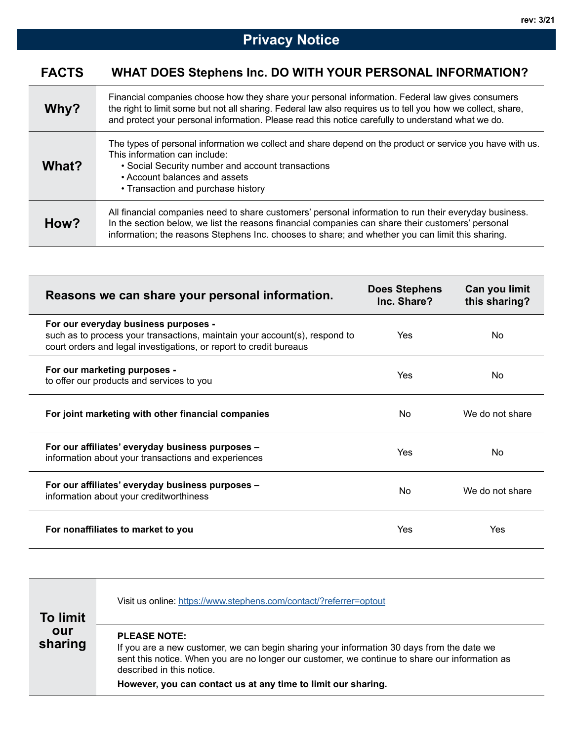rev: 3/21

# Privacy Notice

| FACTS | WHAT DOES Stephens Inc. DO WITH YOUR PERSONAL INFORMATION? |
|---|---|
| **Why?** | Financial companies choose how they share your personal information. Federal law gives consumers the right to limit some but not all sharing. Federal law also requires us to tell you how we collect, share, and protect your personal information. Please read this notice carefully to understand what we do. |
| **What?** | The types of personal information we collect and share depend on the product or service you have with us. This information can include:<br>• Social Security number and account transactions<br>• Account balances and assets<br>• Transaction and purchase history |
| **How?** | All financial companies need to share customers' personal information to run their everyday business. In the section below, we list the reasons financial companies can share their customers' personal information; the reasons Stephens Inc. chooses to share; and whether you can limit this sharing. |

| Reasons we can share your personal information. | Does Stephens Inc. Share? | Can you limit this sharing? |
|---|---|---|
| **For our everyday business purposes -** such as to process your transactions, maintain your account(s), respond to court orders and legal investigations, or report to credit bureaus | Yes | No |
| **For our marketing purposes -** to offer our products and services to you | Yes | No |
| **For joint marketing with other financial companies** | No | We do not share |
| **For our affiliates' everyday business purposes –** information about your transactions and experiences | Yes | No |
| **For our affiliates' everyday business purposes –** information about your creditworthiness | No | We do not share |
| **For nonaffiliates to market to you** | Yes | Yes |

| To limit our sharing | |
|---|---|
| | Visit us online: [https://www.stephens.com/contact/?referrer=optout](https://www.stephens.com/contact/?referrer=optout) |
| | **PLEASE NOTE:**<br>If you are a new customer, we can begin sharing your information 30 days from the date we sent this notice. When you are no longer our customer, we continue to share our information as described in this notice.<br>**However, you can contact us at any time to limit our sharing.** |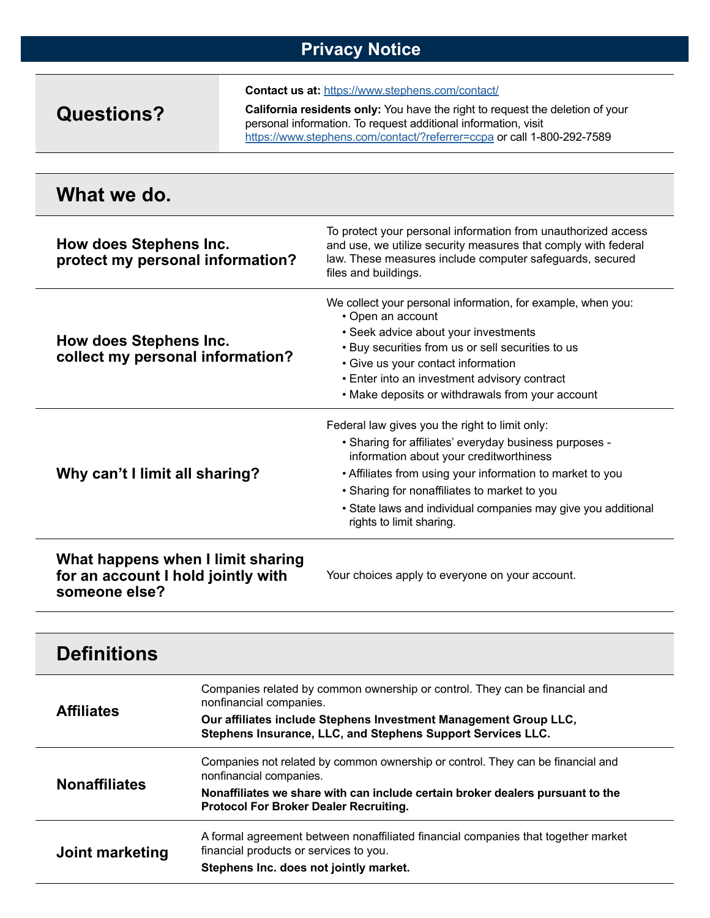# Privacy Notice

| | |
|---|---|
| **Questions?** | **Contact us at:** https://www.stephens.com/contact/<br>**California residents only:** You have the right to request the deletion of your personal information. To request additional information, visit https://www.stephens.com/contact/?referrer=ccpa or call 1-800-292-7589 |

## What we do.

| | |
|---|---|
| **How does Stephens Inc. protect my personal information?** | To protect your personal information from unauthorized access and use, we utilize security measures that comply with federal law. These measures include computer safeguards, secured files and buildings. |
| **How does Stephens Inc. collect my personal information?** | We collect your personal information, for example, when you:<br>• Open an account<br>• Seek advice about your investments<br>• Buy securities from us or sell securities to us<br>• Give us your contact information<br>• Enter into an investment advisory contract<br>• Make deposits or withdrawals from your account |
| **Why can't I limit all sharing?** | Federal law gives you the right to limit only:<br>• Sharing for affiliates' everyday business purposes - information about your creditworthiness<br>• Affiliates from using your information to market to you<br>• Sharing for nonaffiliates to market to you<br>• State laws and individual companies may give you additional rights to limit sharing. |
| **What happens when I limit sharing for an account I hold jointly with someone else?** | Your choices apply to everyone on your account. |

## Definitions

| | |
|---|---|
| **Affiliates** | Companies related by common ownership or control. They can be financial and nonfinancial companies.<br>**Our affiliates include Stephens Investment Management Group LLC, Stephens Insurance, LLC, and Stephens Support Services LLC.** |
| **Nonaffiliates** | Companies not related by common ownership or control. They can be financial and nonfinancial companies.<br>**Nonaffiliates we share with can include certain broker dealers pursuant to the Protocol For Broker Dealer Recruiting.** |
| **Joint marketing** | A formal agreement between nonaffiliated financial companies that together market financial products or services to you.<br>**Stephens Inc. does not jointly market.** |